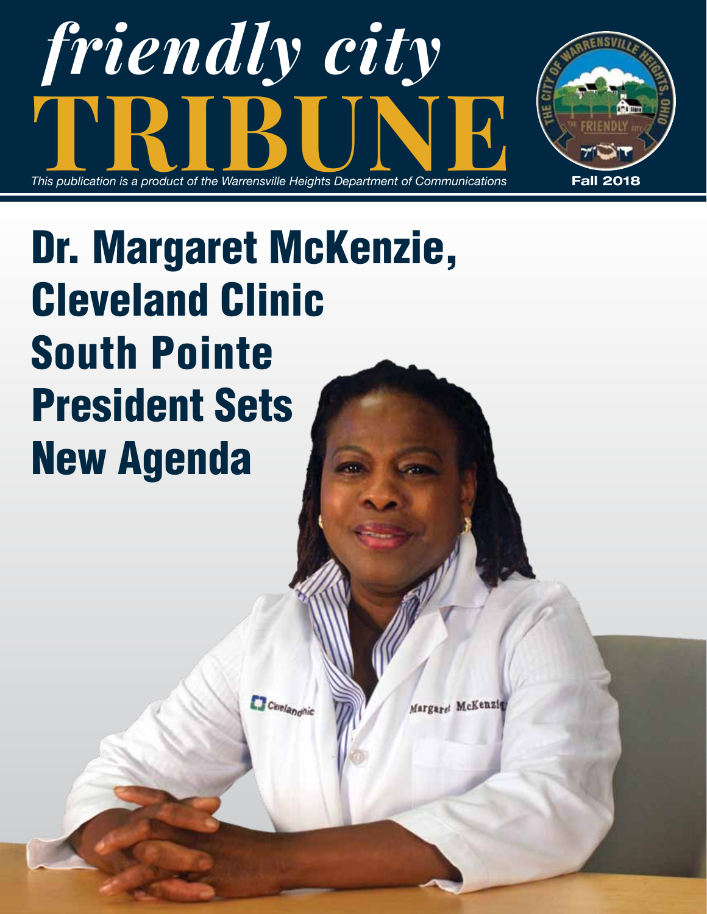# friendly city TRIBUNE

*This publication is a product of the Warrensville Heights Department of Communications*

**Fall 2018**

# Dr. Margaret McKenzie, Cleveland Clinic South Pointe President Sets New Agenda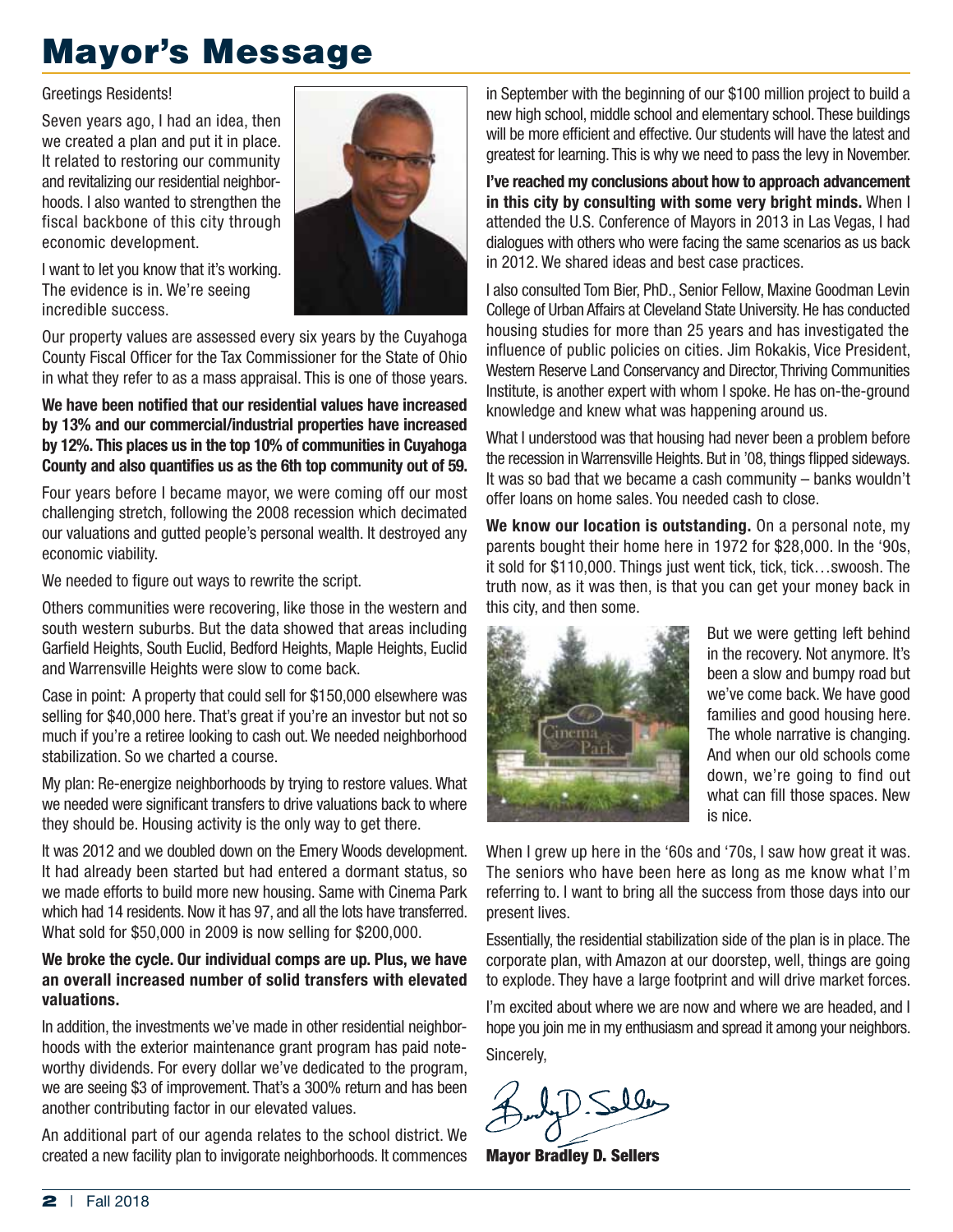# Mayor's Message

Greetings Residents!

Seven years ago, I had an idea, then we created a plan and put it in place. It related to restoring our community and revitalizing our residential neighborhoods. I also wanted to strengthen the fiscal backbone of this city through economic development.

I want to let you know that it's working. The evidence is in. We're seeing incredible success.

Our property values are assessed every six years by the Cuyahoga County Fiscal Officer for the Tax Commissioner for the State of Ohio in what they refer to as a mass appraisal. This is one of those years.

**We have been notified that our residential values have increased by 13% and our commercial/industrial properties have increased by 12%. This places us in the top 10% of communities in Cuyahoga County and also quantifies us as the 6th top community out of 59.**

Four years before I became mayor, we were coming off our most challenging stretch, following the 2008 recession which decimated our valuations and gutted people's personal wealth. It destroyed any economic viability.

We needed to figure out ways to rewrite the script.

Others communities were recovering, like those in the western and south western suburbs. But the data showed that areas including Garfield Heights, South Euclid, Bedford Heights, Maple Heights, Euclid and Warrensville Heights were slow to come back.

Case in point: A property that could sell for $150,000 elsewhere was selling for $40,000 here. That's great if you're an investor but not so much if you're a retiree looking to cash out. We needed neighborhood stabilization. So we charted a course.

My plan: Re-energize neighborhoods by trying to restore values. What we needed were significant transfers to drive valuations back to where they should be. Housing activity is the only way to get there.

It was 2012 and we doubled down on the Emery Woods development. It had already been started but had entered a dormant status, so we made efforts to build more new housing. Same with Cinema Park which had 14 residents. Now it has 97, and all the lots have transferred. What sold for $50,000 in 2009 is now selling for $200,000.

**We broke the cycle. Our individual comps are up. Plus, we have an overall increased number of solid transfers with elevated valuations.**

In addition, the investments we've made in other residential neighborhoods with the exterior maintenance grant program has paid noteworthy dividends. For every dollar we've dedicated to the program, we are seeing $3 of improvement. That's a 300% return and has been another contributing factor in our elevated values.

An additional part of our agenda relates to the school district. We created a new facility plan to invigorate neighborhoods. It commences in September with the beginning of our $100 million project to build a new high school, middle school and elementary school. These buildings will be more efficient and effective. Our students will have the latest and greatest for learning. This is why we need to pass the levy in November.

**I've reached my conclusions about how to approach advancement in this city by consulting with some very bright minds.** When I attended the U.S. Conference of Mayors in 2013 in Las Vegas, I had dialogues with others who were facing the same scenarios as us back in 2012. We shared ideas and best case practices.

I also consulted Tom Bier, PhD., Senior Fellow, Maxine Goodman Levin College of Urban Affairs at Cleveland State University. He has conducted housing studies for more than 25 years and has investigated the influence of public policies on cities. Jim Rokakis, Vice President, Western Reserve Land Conservancy and Director, Thriving Communities Institute, is another expert with whom I spoke. He has on-the-ground knowledge and knew what was happening around us.

What I understood was that housing had never been a problem before the recession in Warrensville Heights. But in '08, things flipped sideways. It was so bad that we became a cash community – banks wouldn't offer loans on home sales. You needed cash to close.

**We know our location is outstanding.** On a personal note, my parents bought their home here in 1972 for $28,000. In the '90s, it sold for $110,000. Things just went tick, tick, tick…swoosh. The truth now, as it was then, is that you can get your money back in this city, and then some.

But we were getting left behind in the recovery. Not anymore. It's been a slow and bumpy road but we've come back. We have good families and good housing here. The whole narrative is changing. And when our old schools come down, we're going to find out what can fill those spaces. New is nice.

When I grew up here in the '60s and '70s, I saw how great it was. The seniors who have been here as long as me know what I'm referring to. I want to bring all the success from those days into our present lives.

Essentially, the residential stabilization side of the plan is in place. The corporate plan, with Amazon at our doorstep, well, things are going to explode. They have a large footprint and will drive market forces.

I'm excited about where we are now and where we are headed, and I hope you join me in my enthusiasm and spread it among your neighbors.

Sincerely,

**Mayor Bradley D. Sellers**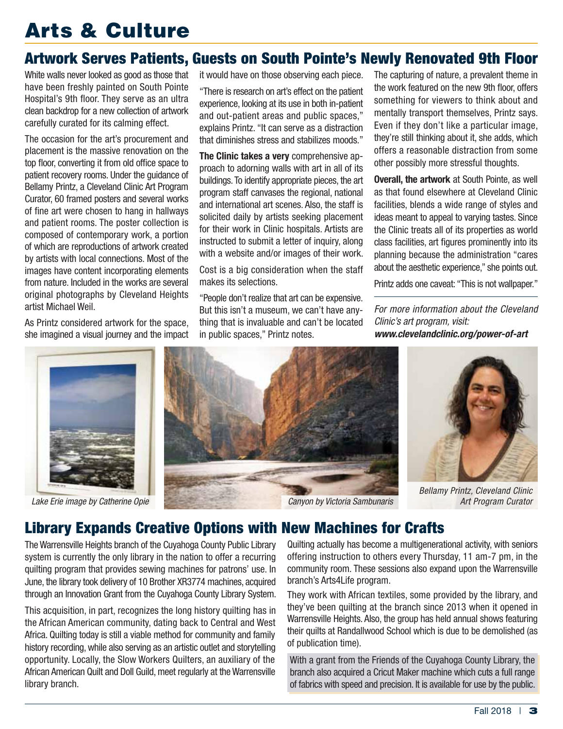# Arts & Culture

## Artwork Serves Patients, Guests on South Pointe's Newly Renovated 9th Floor

White walls never looked as good as those that have been freshly painted on South Pointe Hospital's 9th floor. They serve as an ultra clean backdrop for a new collection of artwork carefully curated for its calming effect.

The occasion for the art's procurement and placement is the massive renovation on the top floor, converting it from old office space to patient recovery rooms. Under the guidance of Bellamy Printz, a Cleveland Clinic Art Program Curator, 60 framed posters and several works of fine art were chosen to hang in hallways and patient rooms. The poster collection is composed of contemporary work, a portion of which are reproductions of artwork created by artists with local connections. Most of the images have content incorporating elements from nature. Included in the works are several original photographs by Cleveland Heights artist Michael Weil.

As Printz considered artwork for the space, she imagined a visual journey and the impact it would have on those observing each piece.

"There is research on art's effect on the patient experience, looking at its use in both in-patient and out-patient areas and public spaces," explains Printz. "It can serve as a distraction that diminishes stress and stabilizes moods."

**The Clinic takes a very** comprehensive approach to adorning walls with art in all of its buildings. To identify appropriate pieces, the art program staff canvases the regional, national and international art scenes. Also, the staff is solicited daily by artists seeking placement for their work in Clinic hospitals. Artists are instructed to submit a letter of inquiry, along with a website and/or images of their work.

Cost is a big consideration when the staff makes its selections.

"People don't realize that art can be expensive. But this isn't a museum, we can't have anything that is invaluable and can't be located in public spaces," Printz notes.

The capturing of nature, a prevalent theme in the work featured on the new 9th floor, offers something for viewers to think about and mentally transport themselves, Printz says. Even if they don't like a particular image, they're still thinking about it, she adds, which offers a reasonable distraction from some other possibly more stressful thoughts.

**Overall, the artwork** at South Pointe, as well as that found elsewhere at Cleveland Clinic facilities, blends a wide range of styles and ideas meant to appeal to varying tastes. Since the Clinic treats all of its properties as world class facilities, art figures prominently into its planning because the administration "cares about the aesthetic experience," she points out.

Printz adds one caveat: "This is not wallpaper."

*For more information about the Cleveland Clinic's art program, visit:*
***www.clevelandclinic.org/power-of-art***

*Lake Erie image by Catherine Opie*

*Canyon by Victoria Sambunaris*

*Bellamy Printz, Cleveland Clinic Art Program Curator*

## Library Expands Creative Options with New Machines for Crafts

The Warrensville Heights branch of the Cuyahoga County Public Library system is currently the only library in the nation to offer a recurring quilting program that provides sewing machines for patrons' use. In June, the library took delivery of 10 Brother XR3774 machines, acquired through an Innovation Grant from the Cuyahoga County Library System.

This acquisition, in part, recognizes the long history quilting has in the African American community, dating back to Central and West Africa. Quilting today is still a viable method for community and family history recording, while also serving as an artistic outlet and storytelling opportunity. Locally, the Slow Workers Quilters, an auxiliary of the African American Quilt and Doll Guild, meet regularly at the Warrensville library branch.

Quilting actually has become a multigenerational activity, with seniors offering instruction to others every Thursday, 11 am-7 pm, in the community room. These sessions also expand upon the Warrensville branch's Arts4Life program.

They work with African textiles, some provided by the library, and they've been quilting at the branch since 2013 when it opened in Warrensville Heights. Also, the group has held annual shows featuring their quilts at Randallwood School which is due to be demolished (as of publication time).

With a grant from the Friends of the Cuyahoga County Library, the branch also acquired a Cricut Maker machine which cuts a full range of fabrics with speed and precision. It is available for use by the public.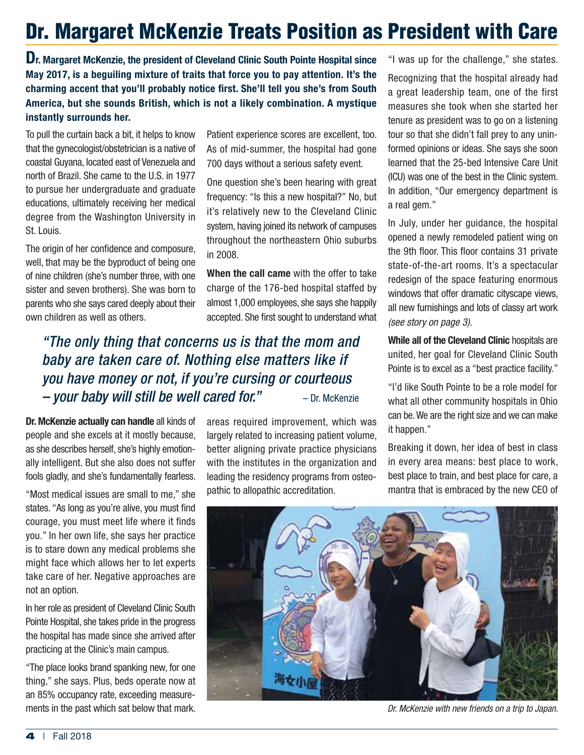# Dr. Margaret McKenzie Treats Position as President with Care

**Dr. Margaret McKenzie, the president of Cleveland Clinic South Pointe Hospital since May 2017, is a beguiling mixture of traits that force you to pay attention. It's the charming accent that you'll probably notice first. She'll tell you she's from South America, but she sounds British, which is not a likely combination. A mystique instantly surrounds her.**

To pull the curtain back a bit, it helps to know that the gynecologist/obstetrician is a native of coastal Guyana, located east of Venezuela and north of Brazil. She came to the U.S. in 1977 to pursue her undergraduate and graduate educations, ultimately receiving her medical degree from the Washington University in St. Louis.

The origin of her confidence and composure, well, that may be the byproduct of being one of nine children (she's number three, with one sister and seven brothers). She was born to parents who she says cared deeply about their own children as well as others.

Patient experience scores are excellent, too. As of mid-summer, the hospital had gone 700 days without a serious safety event.

One question she's been hearing with great frequency: "Is this a new hospital?" No, but it's relatively new to the Cleveland Clinic system, having joined its network of campuses throughout the northeastern Ohio suburbs in 2008.

**When the call came** with the offer to take charge of the 176-bed hospital staffed by almost 1,000 employees, she says she happily accepted. She first sought to understand what areas required improvement, which was largely related to increasing patient volume, better aligning private practice physicians with the institutes in the organization and leading the residency programs from osteopathic to allopathic accreditation.

> *"The only thing that concerns us is that the mom and baby are taken care of. Nothing else matters like if you have money or not, if you're cursing or courteous – your baby will still be well cared for."* – Dr. McKenzie

**Dr. McKenzie actually can handle** all kinds of people and she excels at it mostly because, as she describes herself, she's highly emotionally intelligent. But she also does not suffer fools gladly, and she's fundamentally fearless.

"Most medical issues are small to me," she states. "As long as you're alive, you must find courage, you must meet life where it finds you." In her own life, she says her practice is to stare down any medical problems she might face which allows her to let experts take care of her. Negative approaches are not an option.

In her role as president of Cleveland Clinic South Pointe Hospital, she takes pride in the progress the hospital has made since she arrived after practicing at the Clinic's main campus.

"The place looks brand spanking new, for one thing," she says. Plus, beds operate now at an 85% occupancy rate, exceeding measurements in the past which sat below that mark.

"I was up for the challenge," she states.

Recognizing that the hospital already had a great leadership team, one of the first measures she took when she started her tenure as president was to go on a listening tour so that she didn't fall prey to any uninformed opinions or ideas. She says she soon learned that the 25-bed Intensive Care Unit (ICU) was one of the best in the Clinic system. In addition, "Our emergency department is a real gem."

In July, under her guidance, the hospital opened a newly remodeled patient wing on the 9th floor. This floor contains 31 private state-of-the-art rooms. It's a spectacular redesign of the space featuring enormous windows that offer dramatic cityscape views, all new furnishings and lots of classy art work *(see story on page 3).*

**While all of the Cleveland Clinic** hospitals are united, her goal for Cleveland Clinic South Pointe is to excel as a "best practice facility."

"I'd like South Pointe to be a role model for what all other community hospitals in Ohio can be. We are the right size and we can make it happen."

Breaking it down, her idea of best in class in every area means: best place to work, best place to train, and best place for care, a mantra that is embraced by the new CEO of

*Dr. McKenzie with new friends on a trip to Japan.*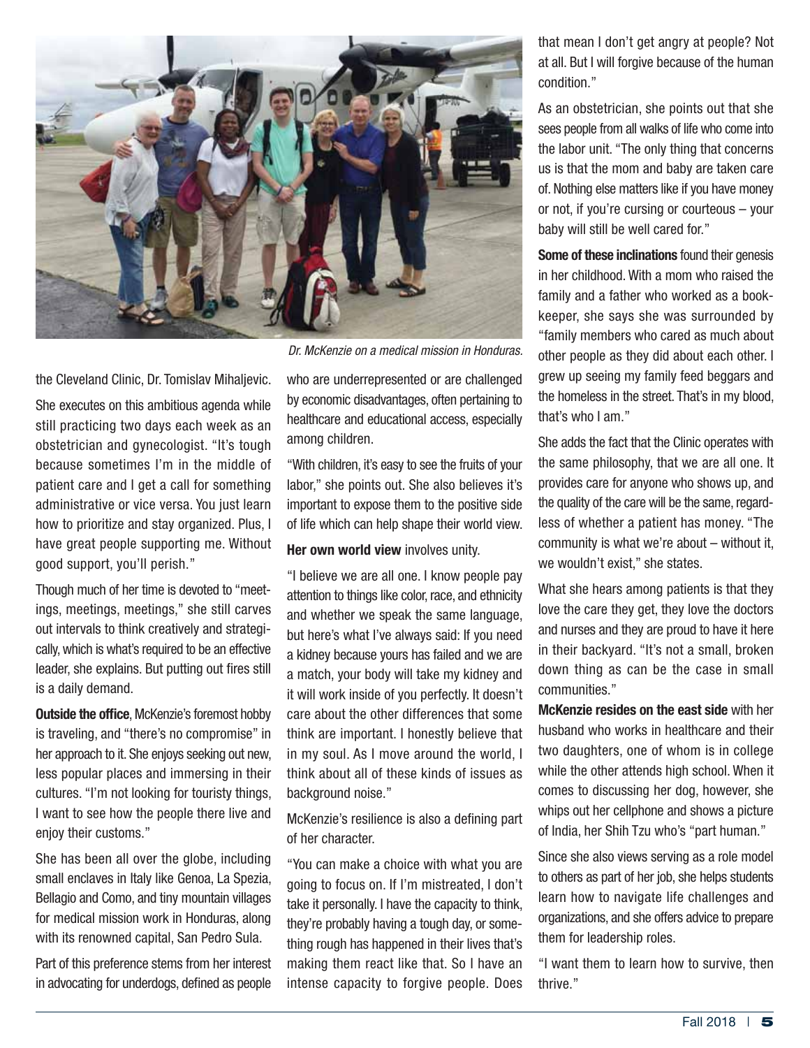*Dr. McKenzie on a medical mission in Honduras.*

the Cleveland Clinic, Dr. Tomislav Mihaljevic.

She executes on this ambitious agenda while still practicing two days each week as an obstetrician and gynecologist. "It's tough because sometimes I'm in the middle of patient care and I get a call for something administrative or vice versa. You just learn how to prioritize and stay organized. Plus, I have great people supporting me. Without good support, you'll perish."

Though much of her time is devoted to "meetings, meetings, meetings," she still carves out intervals to think creatively and strategically, which is what's required to be an effective leader, she explains. But putting out fires still is a daily demand.

**Outside the office**, McKenzie's foremost hobby is traveling, and "there's no compromise" in her approach to it. She enjoys seeking out new, less popular places and immersing in their cultures. "I'm not looking for touristy things, I want to see how the people there live and enjoy their customs."

She has been all over the globe, including small enclaves in Italy like Genoa, La Spezia, Bellagio and Como, and tiny mountain villages for medical mission work in Honduras, along with its renowned capital, San Pedro Sula.

Part of this preference stems from her interest in advocating for underdogs, defined as people who are underrepresented or are challenged by economic disadvantages, often pertaining to healthcare and educational access, especially among children.

"With children, it's easy to see the fruits of your labor," she points out. She also believes it's important to expose them to the positive side of life which can help shape their world view.

**Her own world view** involves unity.

"I believe we are all one. I know people pay attention to things like color, race, and ethnicity and whether we speak the same language, but here's what I've always said: If you need a kidney because yours has failed and we are a match, your body will take my kidney and it will work inside of you perfectly. It doesn't care about the other differences that some think are important. I honestly believe that in my soul. As I move around the world, I think about all of these kinds of issues as background noise."

McKenzie's resilience is also a defining part of her character.

"You can make a choice with what you are going to focus on. If I'm mistreated, I don't take it personally. I have the capacity to think, they're probably having a tough day, or something rough has happened in their lives that's making them react like that. So I have an intense capacity to forgive people. Does that mean I don't get angry at people? Not at all. But I will forgive because of the human condition."

As an obstetrician, she points out that she sees people from all walks of life who come into the labor unit. "The only thing that concerns us is that the mom and baby are taken care of. Nothing else matters like if you have money or not, if you're cursing or courteous – your baby will still be well cared for."

**Some of these inclinations** found their genesis in her childhood. With a mom who raised the family and a father who worked as a bookkeeper, she says she was surrounded by "family members who cared as much about other people as they did about each other. I grew up seeing my family feed beggars and the homeless in the street. That's in my blood, that's who I am."

She adds the fact that the Clinic operates with the same philosophy, that we are all one. It provides care for anyone who shows up, and the quality of the care will be the same, regardless of whether a patient has money. "The community is what we're about – without it, we wouldn't exist," she states.

What she hears among patients is that they love the care they get, they love the doctors and nurses and they are proud to have it here in their backyard. "It's not a small, broken down thing as can be the case in small communities."

**McKenzie resides on the east side** with her husband who works in healthcare and their two daughters, one of whom is in college while the other attends high school. When it comes to discussing her dog, however, she whips out her cellphone and shows a picture of India, her Shih Tzu who's "part human."

Since she also views serving as a role model to others as part of her job, she helps students learn how to navigate life challenges and organizations, and she offers advice to prepare them for leadership roles.

"I want them to learn how to survive, then thrive."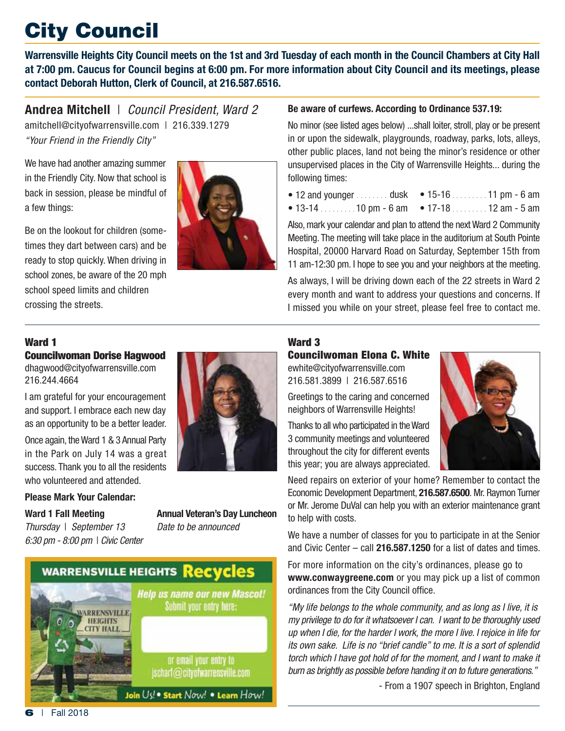# City Council

**Warrensville Heights City Council meets on the 1st and 3rd Tuesday of each month in the Council Chambers at City Hall at 7:00 pm. Caucus for Council begins at 6:00 pm. For more information about City Council and its meetings, please contact Deborah Hutton, Clerk of Council, at 216.587.6516.**

## Andrea Mitchell | *Council President, Ward 2*

amitchell@cityofwarrensville.com | 216.339.1279

*"Your Friend in the Friendly City"*

We have had another amazing summer in the Friendly City. Now that school is back in session, please be mindful of a few things:

Be on the lookout for children (sometimes they dart between cars) and be ready to stop quickly. When driving in school zones, be aware of the 20 mph school speed limits and children crossing the streets.

**Be aware of curfews. According to Ordinance 537.19:**

No minor (see listed ages below) ...shall loiter, stroll, play or be present in or upon the sidewalk, playgrounds, roadway, parks, lots, alleys, other public places, land not being the minor's residence or other unsupervised places in the City of Warrensville Heights... during the following times:

- 12 and younger ........ dusk
- 13-14 ......... 10 pm - 6 am
- 15-16 ......... 11 pm - 6 am
- 17-18 ......... 12 am - 5 am

Also, mark your calendar and plan to attend the next Ward 2 Community Meeting. The meeting will take place in the auditorium at South Pointe Hospital, 20000 Harvard Road on Saturday, September 15th from 11 am-12:30 pm. I hope to see you and your neighbors at the meeting.

As always, I will be driving down each of the 22 streets in Ward 2 every month and want to address your questions and concerns. If I missed you while on your street, please feel free to contact me.

## Ward 1

### Councilwoman Dorise Hagwood

dhagwood@cityofwarrensville.com
216.244.4664

I am grateful for your encouragement and support. I embrace each new day as an opportunity to be a better leader.

Once again, the Ward 1 & 3 Annual Party in the Park on July 14 was a great success. Thank you to all the residents who volunteered and attended.

**Please Mark Your Calendar:**

**Ward 1 Fall Meeting**
*Thursday | September 13*
*6:30 pm - 8:00 pm | Civic Center*

**Annual Veteran's Day Luncheon**
*Date to be announced*

**WARRENSVILLE HEIGHTS Recycles**

*Help us name our new Mascot!*
Submit your entry here:

or email your entry to jschart@cityofwarrensville.com

Join Us! • Start Now! • Learn How!

## Ward 3

### Councilwoman Elona C. White

ewhite@cityofwarrensville.com
216.581.3899 | 216.587.6516

Greetings to the caring and concerned neighbors of Warrensville Heights!

Thanks to all who participated in the Ward 3 community meetings and volunteered throughout the city for different events this year; you are always appreciated.

Need repairs on exterior of your home? Remember to contact the Economic Development Department, **216.587.6500**. Mr. Raymon Turner or Mr. Jerome DuVal can help you with an exterior maintenance grant to help with costs.

We have a number of classes for you to participate in at the Senior and Civic Center – call **216.587.1250** for a list of dates and times.

For more information on the city's ordinances, please go to **www.conwaygreene.com** or you may pick up a list of common ordinances from the City Council office.

*"My life belongs to the whole community, and as long as I live, it is my privilege to do for it whatsoever I can. I want to be thoroughly used up when I die, for the harder I work, the more I live. I rejoice in life for its own sake. Life is no "brief candle" to me. It is a sort of splendid torch which I have got hold of for the moment, and I want to make it burn as brightly as possible before handing it on to future generations."*

- From a 1907 speech in Brighton, England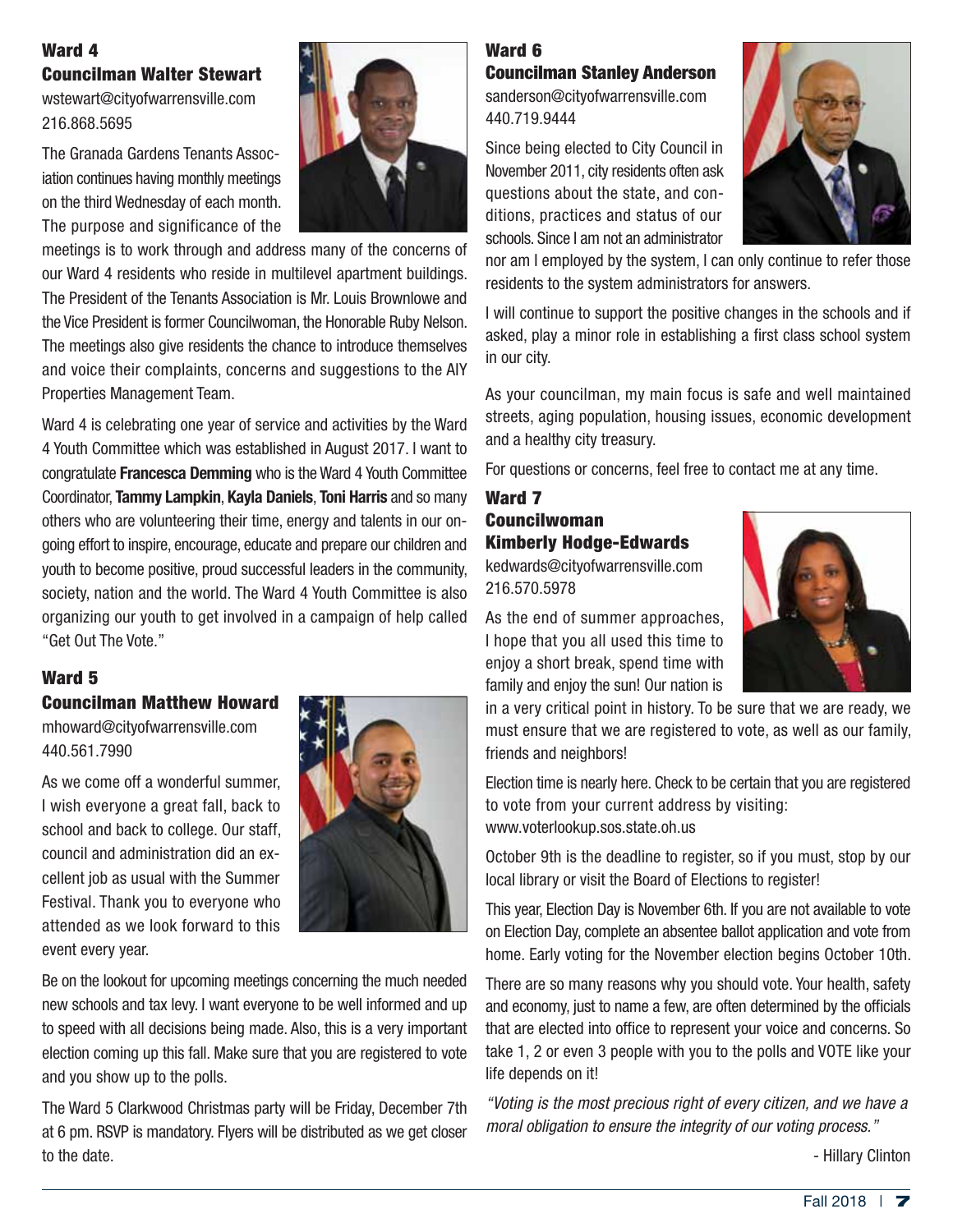## Ward 4

### Councilman Walter Stewart

wstewart@cityofwarrensville.com
216.868.5695

The Granada Gardens Tenants Association continues having monthly meetings on the third Wednesday of each month. The purpose and significance of the meetings is to work through and address many of the concerns of our Ward 4 residents who reside in multilevel apartment buildings. The President of the Tenants Association is Mr. Louis Brownlowe and the Vice President is former Councilwoman, the Honorable Ruby Nelson. The meetings also give residents the chance to introduce themselves and voice their complaints, concerns and suggestions to the AIY Properties Management Team.

Ward 4 is celebrating one year of service and activities by the Ward 4 Youth Committee which was established in August 2017. I want to congratulate **Francesca Demming** who is the Ward 4 Youth Committee Coordinator, **Tammy Lampkin**, **Kayla Daniels**, **Toni Harris** and so many others who are volunteering their time, energy and talents in our ongoing effort to inspire, encourage, educate and prepare our children and youth to become positive, proud successful leaders in the community, society, nation and the world. The Ward 4 Youth Committee is also organizing our youth to get involved in a campaign of help called "Get Out The Vote."

## Ward 5

### Councilman Matthew Howard

mhoward@cityofwarrensville.com
440.561.7990

As we come off a wonderful summer, I wish everyone a great fall, back to school and back to college. Our staff, council and administration did an excellent job as usual with the Summer Festival. Thank you to everyone who attended as we look forward to this event every year.

Be on the lookout for upcoming meetings concerning the much needed new schools and tax levy. I want everyone to be well informed and up to speed with all decisions being made. Also, this is a very important election coming up this fall. Make sure that you are registered to vote and you show up to the polls.

The Ward 5 Clarkwood Christmas party will be Friday, December 7th at 6 pm. RSVP is mandatory. Flyers will be distributed as we get closer to the date.

## Ward 6

### Councilman Stanley Anderson

sanderson@cityofwarrensville.com
440.719.9444

Since being elected to City Council in November 2011, city residents often ask questions about the state, and conditions, practices and status of our schools. Since I am not an administrator nor am I employed by the system, I can only continue to refer those residents to the system administrators for answers.

I will continue to support the positive changes in the schools and if asked, play a minor role in establishing a first class school system in our city.

As your councilman, my main focus is safe and well maintained streets, aging population, housing issues, economic development and a healthy city treasury.

For questions or concerns, feel free to contact me at any time.

## Ward 7

### Councilwoman Kimberly Hodge-Edwards

kedwards@cityofwarrensville.com
216.570.5978

As the end of summer approaches, I hope that you all used this time to enjoy a short break, spend time with family and enjoy the sun! Our nation is in a very critical point in history. To be sure that we are ready, we must ensure that we are registered to vote, as well as our family, friends and neighbors!

Election time is nearly here. Check to be certain that you are registered to vote from your current address by visiting:
www.voterlookup.sos.state.oh.us

October 9th is the deadline to register, so if you must, stop by our local library or visit the Board of Elections to register!

This year, Election Day is November 6th. If you are not available to vote on Election Day, complete an absentee ballot application and vote from home. Early voting for the November election begins October 10th.

There are so many reasons why you should vote. Your health, safety and economy, just to name a few, are often determined by the officials that are elected into office to represent your voice and concerns. So take 1, 2 or even 3 people with you to the polls and VOTE like your life depends on it!

*"Voting is the most precious right of every citizen, and we have a moral obligation to ensure the integrity of our voting process."*

- Hillary Clinton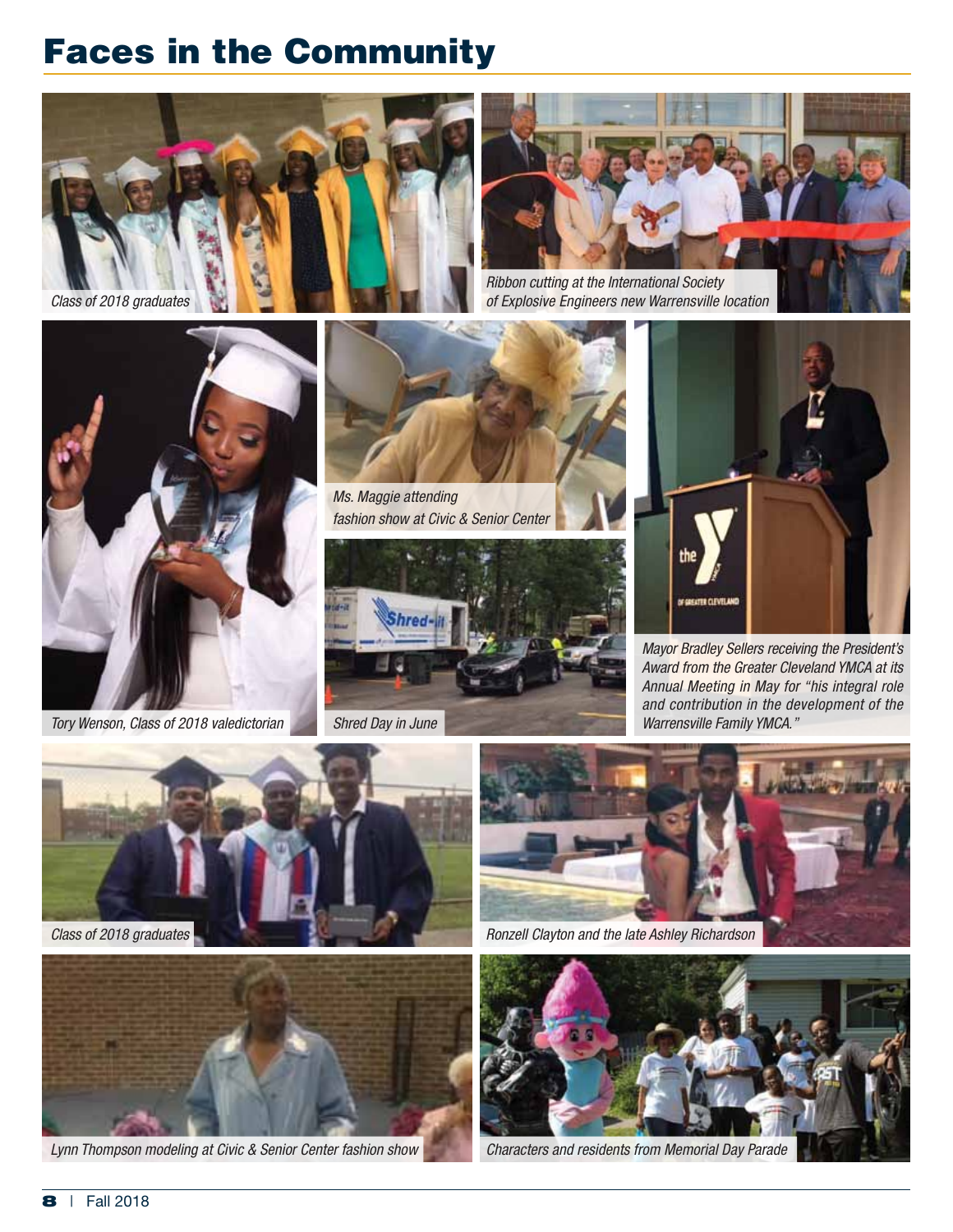# Faces in the Community

Class of 2018 graduates

Ribbon cutting at the International Society of Explosive Engineers new Warrensville location

Tory Wenson, Class of 2018 valedictorian

Ms. Maggie attending fashion show at Civic & Senior Center

Shred Day in June

Mayor Bradley Sellers receiving the President's Award from the Greater Cleveland YMCA at its Annual Meeting in May for "his integral role and contribution in the development of the Warrensville Family YMCA."

Class of 2018 graduates

Ronzell Clayton and the late Ashley Richardson

Lynn Thompson modeling at Civic & Senior Center fashion show

Characters and residents from Memorial Day Parade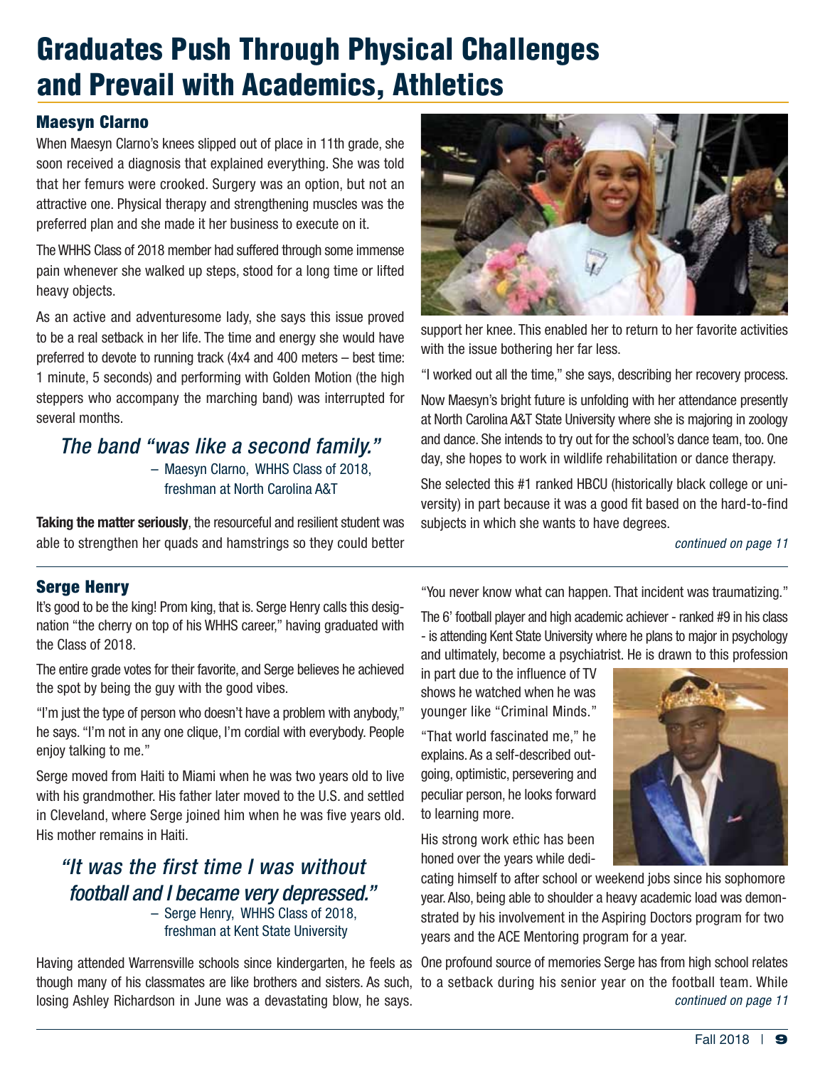# Graduates Push Through Physical Challenges and Prevail with Academics, Athletics

## Maesyn Clarno

When Maesyn Clarno's knees slipped out of place in 11th grade, she soon received a diagnosis that explained everything. She was told that her femurs were crooked. Surgery was an option, but not an attractive one. Physical therapy and strengthening muscles was the preferred plan and she made it her business to execute on it.

The WHHS Class of 2018 member had suffered through some immense pain whenever she walked up steps, stood for a long time or lifted heavy objects.

As an active and adventuresome lady, she says this issue proved to be a real setback in her life. The time and energy she would have preferred to devote to running track (4x4 and 400 meters – best time: 1 minute, 5 seconds) and performing with Golden Motion (the high steppers who accompany the marching band) was interrupted for several months.

> *The band "was like a second family."*
> – Maesyn Clarno, WHHS Class of 2018, freshman at North Carolina A&T

**Taking the matter seriously**, the resourceful and resilient student was able to strengthen her quads and hamstrings so they could better support her knee. This enabled her to return to her favorite activities with the issue bothering her far less.

"I worked out all the time," she says, describing her recovery process.

Now Maesyn's bright future is unfolding with her attendance presently at North Carolina A&T State University where she is majoring in zoology and dance. She intends to try out for the school's dance team, too. One day, she hopes to work in wildlife rehabilitation or dance therapy.

She selected this #1 ranked HBCU (historically black college or university) in part because it was a good fit based on the hard-to-find subjects in which she wants to have degrees.

*continued on page 11*

## Serge Henry

It's good to be the king! Prom king, that is. Serge Henry calls this designation "the cherry on top of his WHHS career," having graduated with the Class of 2018.

The entire grade votes for their favorite, and Serge believes he achieved the spot by being the guy with the good vibes.

"I'm just the type of person who doesn't have a problem with anybody," he says. "I'm not in any one clique, I'm cordial with everybody. People enjoy talking to me."

Serge moved from Haiti to Miami when he was two years old to live with his grandmother. His father later moved to the U.S. and settled in Cleveland, where Serge joined him when he was five years old. His mother remains in Haiti.

> *"It was the first time I was without football and I became very depressed."*
> – Serge Henry, WHHS Class of 2018, freshman at Kent State University

Having attended Warrensville schools since kindergarten, he feels as though many of his classmates are like brothers and sisters. As such, losing Ashley Richardson in June was a devastating blow, he says. "You never know what can happen. That incident was traumatizing."

The 6' football player and high academic achiever - ranked #9 in his class - is attending Kent State University where he plans to major in psychology and ultimately, become a psychiatrist. He is drawn to this profession in part due to the influence of TV shows he watched when he was younger like "Criminal Minds."

"That world fascinated me," he explains. As a self-described outgoing, optimistic, persevering and peculiar person, he looks forward to learning more.

His strong work ethic has been honed over the years while dedicating himself to after school or weekend jobs since his sophomore year. Also, being able to shoulder a heavy academic load was demonstrated by his involvement in the Aspiring Doctors program for two years and the ACE Mentoring program for a year.

One profound source of memories Serge has from high school relates to a setback during his senior year on the football team. While

*continued on page 11*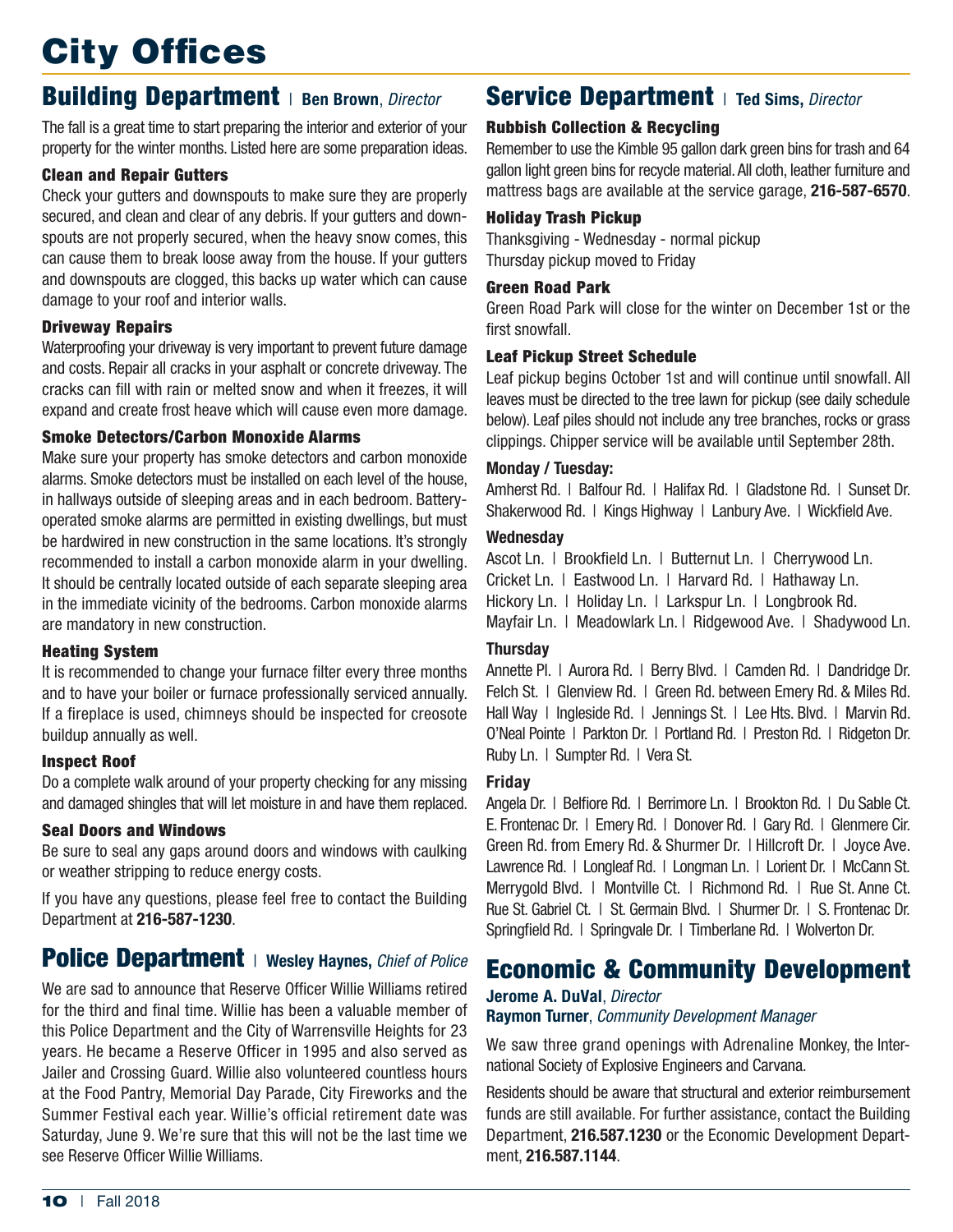# City Offices

## Building Department | **Ben Brown**, *Director*

The fall is a great time to start preparing the interior and exterior of your property for the winter months. Listed here are some preparation ideas.

### Clean and Repair Gutters

Check your gutters and downspouts to make sure they are properly secured, and clean and clear of any debris. If your gutters and downspouts are not properly secured, when the heavy snow comes, this can cause them to break loose away from the house. If your gutters and downspouts are clogged, this backs up water which can cause damage to your roof and interior walls.

### Driveway Repairs

Waterproofing your driveway is very important to prevent future damage and costs. Repair all cracks in your asphalt or concrete driveway. The cracks can fill with rain or melted snow and when it freezes, it will expand and create frost heave which will cause even more damage.

### Smoke Detectors/Carbon Monoxide Alarms

Make sure your property has smoke detectors and carbon monoxide alarms. Smoke detectors must be installed on each level of the house, in hallways outside of sleeping areas and in each bedroom. Battery-operated smoke alarms are permitted in existing dwellings, but must be hardwired in new construction in the same locations. It's strongly recommended to install a carbon monoxide alarm in your dwelling. It should be centrally located outside of each separate sleeping area in the immediate vicinity of the bedrooms. Carbon monoxide alarms are mandatory in new construction.

### Heating System

It is recommended to change your furnace filter every three months and to have your boiler or furnace professionally serviced annually. If a fireplace is used, chimneys should be inspected for creosote buildup annually as well.

### Inspect Roof

Do a complete walk around of your property checking for any missing and damaged shingles that will let moisture in and have them replaced.

### Seal Doors and Windows

Be sure to seal any gaps around doors and windows with caulking or weather stripping to reduce energy costs.

If you have any questions, please feel free to contact the Building Department at **216-587-1230**.

## Police Department | **Wesley Haynes,** *Chief of Police*

We are sad to announce that Reserve Officer Willie Williams retired for the third and final time. Willie has been a valuable member of this Police Department and the City of Warrensville Heights for 23 years. He became a Reserve Officer in 1995 and also served as Jailer and Crossing Guard. Willie also volunteered countless hours at the Food Pantry, Memorial Day Parade, City Fireworks and the Summer Festival each year. Willie's official retirement date was Saturday, June 9. We're sure that this will not be the last time we see Reserve Officer Willie Williams.

## Service Department | **Ted Sims,** *Director*

### Rubbish Collection & Recycling

Remember to use the Kimble 95 gallon dark green bins for trash and 64 gallon light green bins for recycle material. All cloth, leather furniture and mattress bags are available at the service garage, **216-587-6570**.

### Holiday Trash Pickup

Thanksgiving - Wednesday - normal pickup
Thursday pickup moved to Friday

### Green Road Park

Green Road Park will close for the winter on December 1st or the first snowfall.

### Leaf Pickup Street Schedule

Leaf pickup begins October 1st and will continue until snowfall. All leaves must be directed to the tree lawn for pickup (see daily schedule below). Leaf piles should not include any tree branches, rocks or grass clippings. Chipper service will be available until September 28th.

**Monday / Tuesday:**

Amherst Rd. | Balfour Rd. | Halifax Rd. | Gladstone Rd. | Sunset Dr. Shakerwood Rd. | Kings Highway | Lanbury Ave. | Wickfield Ave.

**Wednesday**

Ascot Ln. | Brookfield Ln. | Butternut Ln. | Cherrywood Ln. Cricket Ln. | Eastwood Ln. | Harvard Rd. | Hathaway Ln. Hickory Ln. | Holiday Ln. | Larkspur Ln. | Longbrook Rd. Mayfair Ln. | Meadowlark Ln. | Ridgewood Ave. | Shadywood Ln.

**Thursday**

Annette Pl. | Aurora Rd. | Berry Blvd. | Camden Rd. | Dandridge Dr. Felch St. | Glenview Rd. | Green Rd. between Emery Rd. & Miles Rd. Hall Way | Ingleside Rd. | Jennings St. | Lee Hts. Blvd. | Marvin Rd. O'Neal Pointe | Parkton Dr. | Portland Rd. | Preston Rd. | Ridgeton Dr. Ruby Ln. | Sumpter Rd. | Vera St.

**Friday**

Angela Dr. | Belfiore Rd. | Berrimore Ln. | Brookton Rd. | Du Sable Ct. E. Frontenac Dr. | Emery Rd. | Donover Rd. | Gary Rd. | Glenmere Cir. Green Rd. from Emery Rd. & Shurmer Dr. | Hillcroft Dr. | Joyce Ave. Lawrence Rd. | Longleaf Rd. | Longman Ln. | Lorient Dr. | McCann St. Merrygold Blvd. | Montville Ct. | Richmond Rd. | Rue St. Anne Ct. Rue St. Gabriel Ct. | St. Germain Blvd. | Shurmer Dr. | S. Frontenac Dr. Springfield Rd. | Springvale Dr. | Timberlane Rd. | Wolverton Dr.

## Economic & Community Development

**Jerome A. DuVal**, *Director*
**Raymon Turner**, *Community Development Manager*

We saw three grand openings with Adrenaline Monkey, the International Society of Explosive Engineers and Carvana.

Residents should be aware that structural and exterior reimbursement funds are still available. For further assistance, contact the Building Department, **216.587.1230** or the Economic Development Department, **216.587.1144**.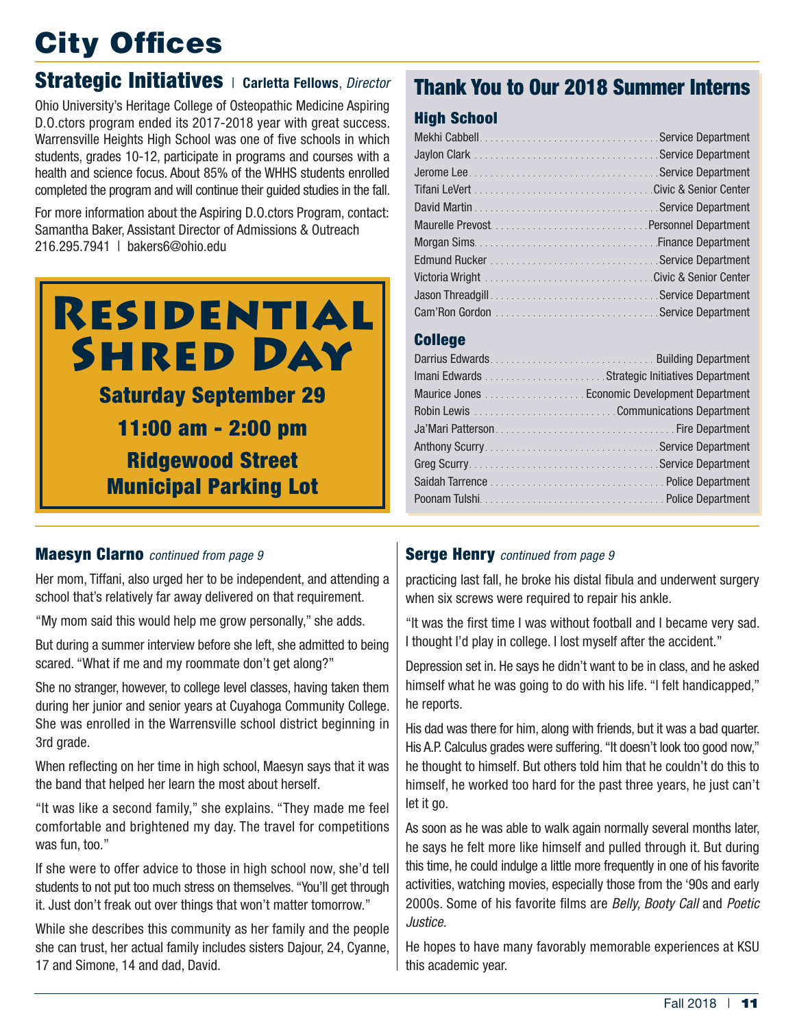# City Offices

## Strategic Initiatives | Carletta Fellows, *Director*

Ohio University's Heritage College of Osteopathic Medicine Aspiring D.O.ctors program ended its 2017-2018 year with great success. Warrensville Heights High School was one of five schools in which students, grades 10-12, participate in programs and courses with a health and science focus. About 85% of the WHHS students enrolled completed the program and will continue their guided studies in the fall.

For more information about the Aspiring D.O.ctors Program, contact:
Samantha Baker, Assistant Director of Admissions & Outreach
216.295.7941 | bakers6@ohio.edu

## Residential Shred Day

**Saturday September 29**

**11:00 am - 2:00 pm**

**Ridgewood Street Municipal Parking Lot**

## Thank You to Our 2018 Summer Interns

### High School

| Name | Department |
|---|---|
| Mekhi Cabbell | Service Department |
| Jaylon Clark | Service Department |
| Jerome Lee | Service Department |
| Tifani LeVert | Civic & Senior Center |
| David Martin | Service Department |
| Maurelle Prevost | Personnel Department |
| Morgan Sims | Finance Department |
| Edmund Rucker | Service Department |
| Victoria Wright | Civic & Senior Center |
| Jason Threadgill | Service Department |
| Cam'Ron Gordon | Service Department |

### College

| Name | Department |
|---|---|
| Darrius Edwards | Building Department |
| Imani Edwards | Strategic Initiatives Department |
| Maurice Jones | Economic Development Department |
| Robin Lewis | Communications Department |
| Ja'Mari Patterson | Fire Department |
| Anthony Scurry | Service Department |
| Greg Scurry | Service Department |
| Saidah Tarrence | Police Department |
| Poonam Tulshi | Police Department |

### Maesyn Clarno *continued from page 9*

Her mom, Tiffani, also urged her to be independent, and attending a school that's relatively far away delivered on that requirement.

"My mom said this would help me grow personally," she adds.

But during a summer interview before she left, she admitted to being scared. "What if me and my roommate don't get along?"

She no stranger, however, to college level classes, having taken them during her junior and senior years at Cuyahoga Community College. She was enrolled in the Warrensville school district beginning in 3rd grade.

When reflecting on her time in high school, Maesyn says that it was the band that helped her learn the most about herself.

"It was like a second family," she explains. "They made me feel comfortable and brightened my day. The travel for competitions was fun, too."

If she were to offer advice to those in high school now, she'd tell students to not put too much stress on themselves. "You'll get through it. Just don't freak out over things that won't matter tomorrow."

While she describes this community as her family and the people she can trust, her actual family includes sisters Dajour, 24, Cyanne, 17 and Simone, 14 and dad, David.

### Serge Henry *continued from page 9*

practicing last fall, he broke his distal fibula and underwent surgery when six screws were required to repair his ankle.

"It was the first time I was without football and I became very sad. I thought I'd play in college. I lost myself after the accident."

Depression set in. He says he didn't want to be in class, and he asked himself what he was going to do with his life. "I felt handicapped," he reports.

His dad was there for him, along with friends, but it was a bad quarter. His A.P. Calculus grades were suffering. "It doesn't look too good now," he thought to himself. But others told him that he couldn't do this to himself, he worked too hard for the past three years, he just can't let it go.

As soon as he was able to walk again normally several months later, he says he felt more like himself and pulled through it. But during this time, he could indulge a little more frequently in one of his favorite activities, watching movies, especially those from the '90s and early 2000s. Some of his favorite films are *Belly, Booty Call* and *Poetic Justice.*

He hopes to have many favorably memorable experiences at KSU this academic year.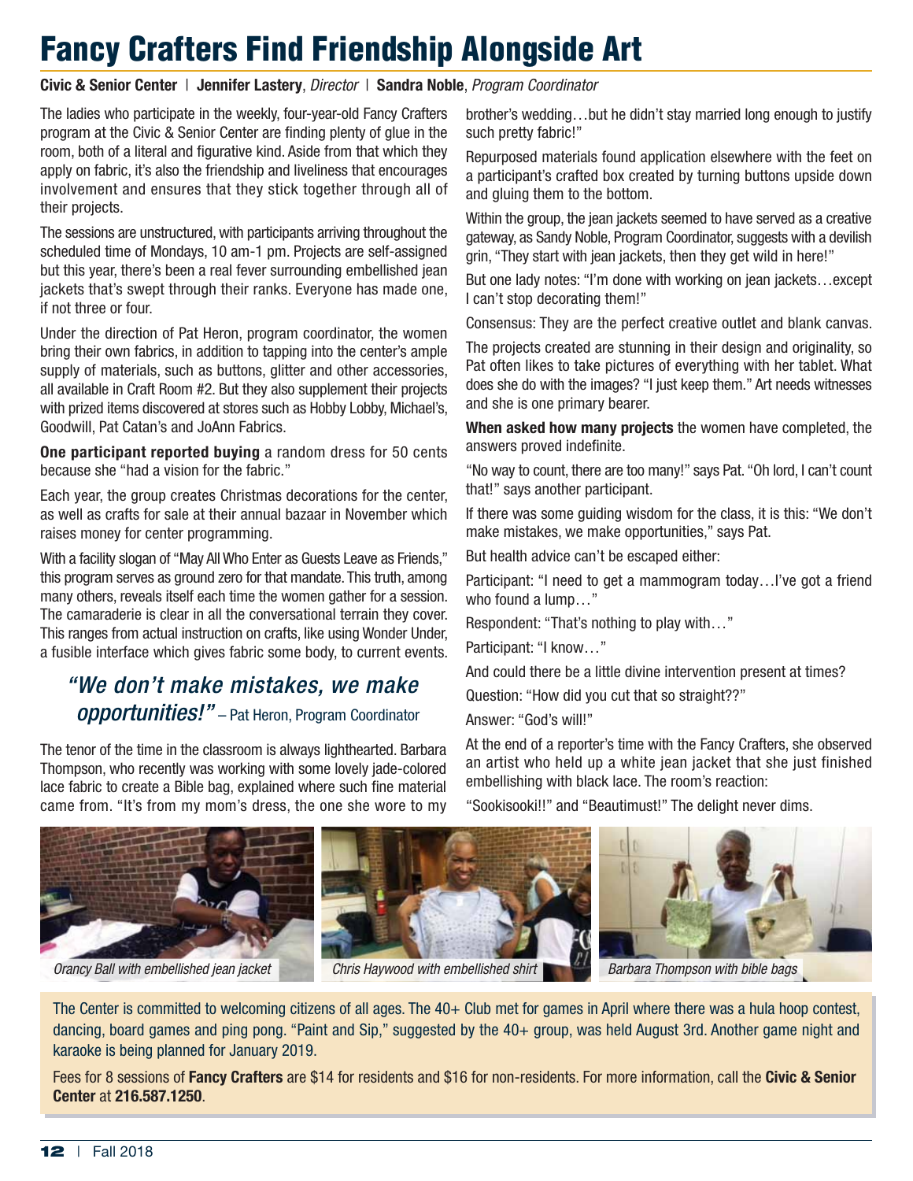# Fancy Crafters Find Friendship Alongside Art

**Civic & Senior Center** | **Jennifer Lastery**, *Director* | **Sandra Noble**, *Program Coordinator*

The ladies who participate in the weekly, four-year-old Fancy Crafters program at the Civic & Senior Center are finding plenty of glue in the room, both of a literal and figurative kind. Aside from that which they apply on fabric, it's also the friendship and liveliness that encourages involvement and ensures that they stick together through all of their projects.

The sessions are unstructured, with participants arriving throughout the scheduled time of Mondays, 10 am-1 pm. Projects are self-assigned but this year, there's been a real fever surrounding embellished jean jackets that's swept through their ranks. Everyone has made one, if not three or four.

Under the direction of Pat Heron, program coordinator, the women bring their own fabrics, in addition to tapping into the center's ample supply of materials, such as buttons, glitter and other accessories, all available in Craft Room #2. But they also supplement their projects with prized items discovered at stores such as Hobby Lobby, Michael's, Goodwill, Pat Catan's and JoAnn Fabrics.

**One participant reported buying** a random dress for 50 cents because she "had a vision for the fabric."

Each year, the group creates Christmas decorations for the center, as well as crafts for sale at their annual bazaar in November which raises money for center programming.

With a facility slogan of "May All Who Enter as Guests Leave as Friends," this program serves as ground zero for that mandate. This truth, among many others, reveals itself each time the women gather for a session. The camaraderie is clear in all the conversational terrain they cover. This ranges from actual instruction on crafts, like using Wonder Under, a fusible interface which gives fabric some body, to current events.

> ***"We don't make mistakes, we make opportunities!"*** – Pat Heron, Program Coordinator

The tenor of the time in the classroom is always lighthearted. Barbara Thompson, who recently was working with some lovely jade-colored lace fabric to create a Bible bag, explained where such fine material came from. "It's from my mom's dress, the one she wore to my brother's wedding…but he didn't stay married long enough to justify such pretty fabric!"

Repurposed materials found application elsewhere with the feet on a participant's crafted box created by turning buttons upside down and gluing them to the bottom.

Within the group, the jean jackets seemed to have served as a creative gateway, as Sandy Noble, Program Coordinator, suggests with a devilish grin, "They start with jean jackets, then they get wild in here!"

But one lady notes: "I'm done with working on jean jackets…except I can't stop decorating them!"

Consensus: They are the perfect creative outlet and blank canvas.

The projects created are stunning in their design and originality, so Pat often likes to take pictures of everything with her tablet. What does she do with the images? "I just keep them." Art needs witnesses and she is one primary bearer.

**When asked how many projects** the women have completed, the answers proved indefinite.

"No way to count, there are too many!" says Pat. "Oh lord, I can't count that!" says another participant.

If there was some guiding wisdom for the class, it is this: "We don't make mistakes, we make opportunities," says Pat.

But health advice can't be escaped either:

Participant: "I need to get a mammogram today…I've got a friend who found a lump…"

Respondent: "That's nothing to play with…"

Participant: "I know…"

And could there be a little divine intervention present at times?

Question: "How did you cut that so straight??"

Answer: "God's will!"

At the end of a reporter's time with the Fancy Crafters, she observed an artist who held up a white jean jacket that she just finished embellishing with black lace. The room's reaction:

"Sookisooki!!" and "Beautimust!" The delight never dims.

*Orancy Ball with embellished jean jacket*

*Chris Haywood with embellished shirt*

*Barbara Thompson with bible bags*

The Center is committed to welcoming citizens of all ages. The 40+ Club met for games in April where there was a hula hoop contest, dancing, board games and ping pong. "Paint and Sip," suggested by the 40+ group, was held August 3rd. Another game night and karaoke is being planned for January 2019.

Fees for 8 sessions of **Fancy Crafters** are $14 for residents and $16 for non-residents. For more information, call the **Civic & Senior Center** at **216.587.1250**.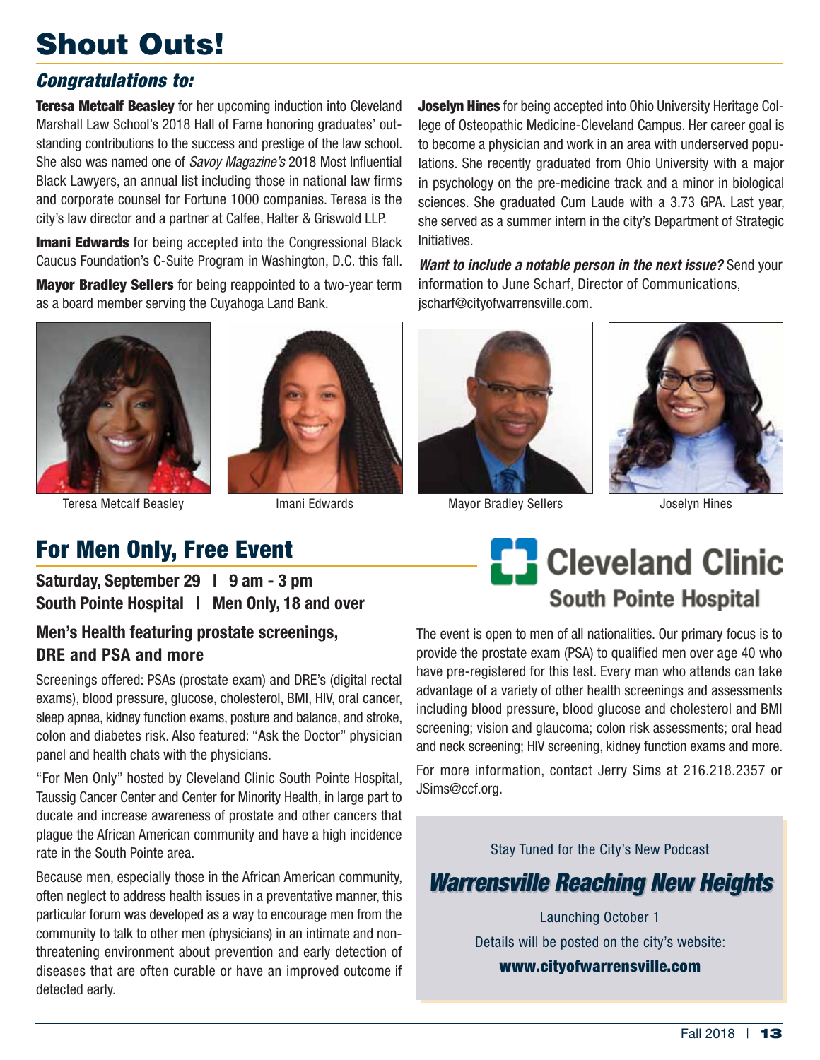# Shout Outs!

## *Congratulations to:*

**Teresa Metcalf Beasley** for her upcoming induction into Cleveland Marshall Law School's 2018 Hall of Fame honoring graduates' outstanding contributions to the success and prestige of the law school. She also was named one of *Savoy Magazine's* 2018 Most Influential Black Lawyers, an annual list including those in national law firms and corporate counsel for Fortune 1000 companies. Teresa is the city's law director and a partner at Calfee, Halter & Griswold LLP.

**Imani Edwards** for being accepted into the Congressional Black Caucus Foundation's C-Suite Program in Washington, D.C. this fall.

**Mayor Bradley Sellers** for being reappointed to a two-year term as a board member serving the Cuyahoga Land Bank.

**Joselyn Hines** for being accepted into Ohio University Heritage College of Osteopathic Medicine-Cleveland Campus. Her career goal is to become a physician and work in an area with underserved populations. She recently graduated from Ohio University with a major in psychology on the pre-medicine track and a minor in biological sciences. She graduated Cum Laude with a 3.73 GPA. Last year, she served as a summer intern in the city's Department of Strategic Initiatives.

***Want to include a notable person in the next issue?*** Send your information to June Scharf, Director of Communications, jscharf@cityofwarrensville.com.

Teresa Metcalf Beasley

Imani Edwards

Mayor Bradley Sellers

Joselyn Hines

## For Men Only, Free Event

**Saturday, September 29 | 9 am - 3 pm**
**South Pointe Hospital | Men Only, 18 and over**

Cleveland Clinic
South Pointe Hospital

### Men's Health featuring prostate screenings, DRE and PSA and more

Screenings offered: PSAs (prostate exam) and DRE's (digital rectal exams), blood pressure, glucose, cholesterol, BMI, HIV, oral cancer, sleep apnea, kidney function exams, posture and balance, and stroke, colon and diabetes risk. Also featured: "Ask the Doctor" physician panel and health chats with the physicians.

"For Men Only" hosted by Cleveland Clinic South Pointe Hospital, Taussig Cancer Center and Center for Minority Health, in large part to ducate and increase awareness of prostate and other cancers that plague the African American community and have a high incidence rate in the South Pointe area.

Because men, especially those in the African American community, often neglect to address health issues in a preventative manner, this particular forum was developed as a way to encourage men from the community to talk to other men (physicians) in an intimate and non-threatening environment about prevention and early detection of diseases that are often curable or have an improved outcome if detected early.

The event is open to men of all nationalities. Our primary focus is to provide the prostate exam (PSA) to qualified men over age 40 who have pre-registered for this test. Every man who attends can take advantage of a variety of other health screenings and assessments including blood pressure, blood glucose and cholesterol and BMI screening; vision and glaucoma; colon risk assessments; oral head and neck screening; HIV screening, kidney function exams and more.

For more information, contact Jerry Sims at 216.218.2357 or JSims@ccf.org.

Stay Tuned for the City's New Podcast

## *Warrensville Reaching New Heights*

Launching October 1

Details will be posted on the city's website:

**www.cityofwarrensville.com**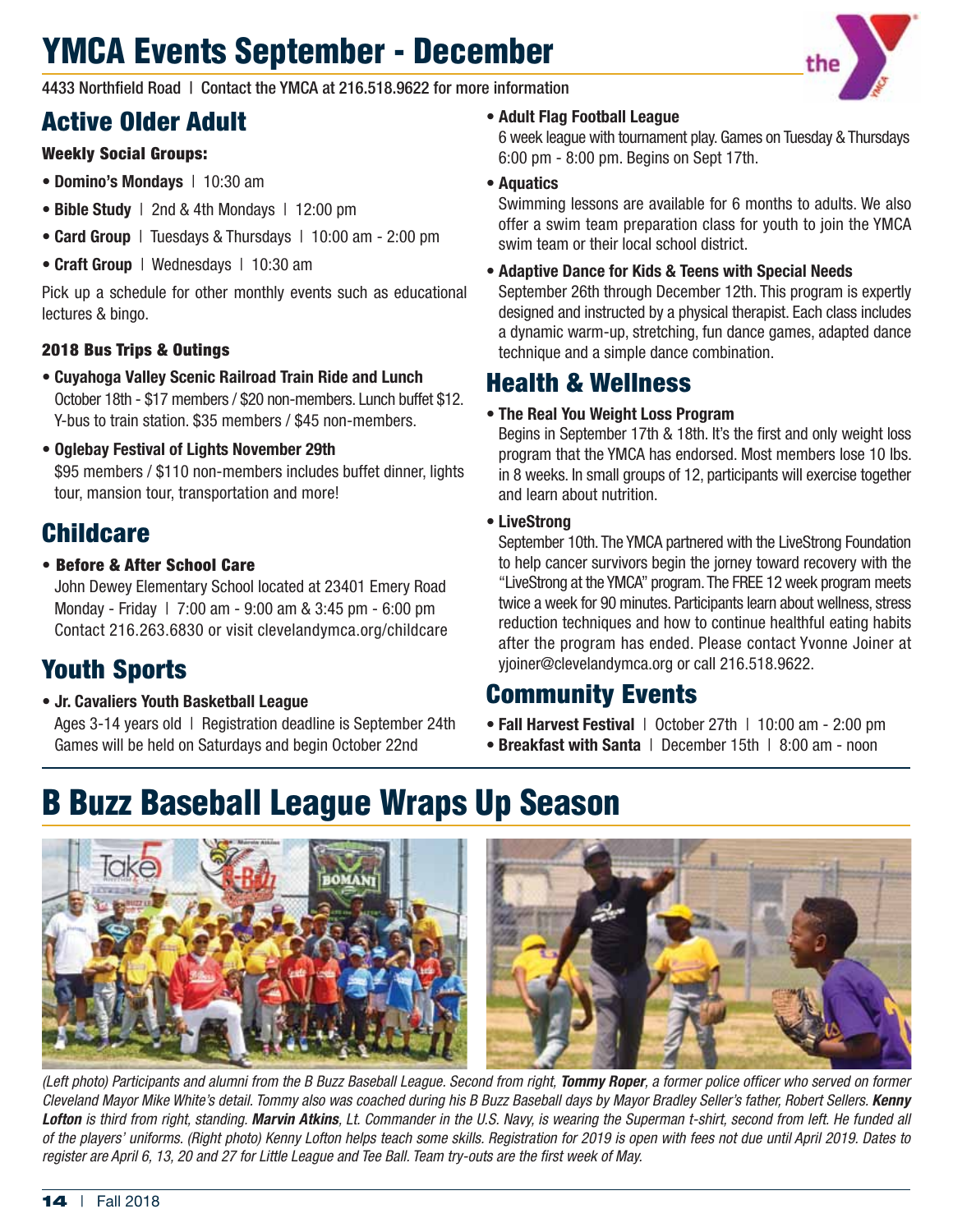# YMCA Events September - December

4433 Northfield Road | Contact the YMCA at 216.518.9622 for more information

## Active Older Adult

**Weekly Social Groups:**

- **Domino's Mondays** | 10:30 am
- **Bible Study** | 2nd & 4th Mondays | 12:00 pm
- **Card Group** | Tuesdays & Thursdays | 10:00 am - 2:00 pm
- **Craft Group** | Wednesdays | 10:30 am

Pick up a schedule for other monthly events such as educational lectures & bingo.

**2018 Bus Trips & Outings**

- **Cuyahoga Valley Scenic Railroad Train Ride and Lunch**
  October 18th - $17 members / $20 non-members. Lunch buffet $12. Y-bus to train station. $35 members / $45 non-members.
- **Oglebay Festival of Lights November 29th**
  $95 members / $110 non-members includes buffet dinner, lights tour, mansion tour, transportation and more!

## Childcare

- **Before & After School Care**
  John Dewey Elementary School located at 23401 Emery Road
  Monday - Friday | 7:00 am - 9:00 am & 3:45 pm - 6:00 pm
  Contact 216.263.6830 or visit clevelandymca.org/childcare

## Youth Sports

- **Jr. Cavaliers Youth Basketball League**
  Ages 3-14 years old | Registration deadline is September 24th
  Games will be held on Saturdays and begin October 22nd
- **Adult Flag Football League**
  6 week league with tournament play. Games on Tuesday & Thursdays 6:00 pm - 8:00 pm. Begins on Sept 17th.
- **Aquatics**
  Swimming lessons are available for 6 months to adults. We also offer a swim team preparation class for youth to join the YMCA swim team or their local school district.
- **Adaptive Dance for Kids & Teens with Special Needs**
  September 26th through December 12th. This program is expertly designed and instructed by a physical therapist. Each class includes a dynamic warm-up, stretching, fun dance games, adapted dance technique and a simple dance combination.

## Health & Wellness

- **The Real You Weight Loss Program**
  Begins in September 17th & 18th. It's the first and only weight loss program that the YMCA has endorsed. Most members lose 10 lbs. in 8 weeks. In small groups of 12, participants will exercise together and learn about nutrition.
- **LiveStrong**
  September 10th. The YMCA partnered with the LiveStrong Foundation to help cancer survivors begin the jorney toward recovery with the "LiveStrong at the YMCA" program. The FREE 12 week program meets twice a week for 90 minutes. Participants learn about wellness, stress reduction techniques and how to continue healthful eating habits after the program has ended. Please contact Yvonne Joiner at yjoiner@clevelandymca.org or call 216.518.9622.

## Community Events

- **Fall Harvest Festival** | October 27th | 10:00 am - 2:00 pm
- **Breakfast with Santa** | December 15th | 8:00 am - noon

# B Buzz Baseball League Wraps Up Season

*(Left photo) Participants and alumni from the B Buzz Baseball League. Second from right, **Tommy Roper**, a former police officer who served on former Cleveland Mayor Mike White's detail. Tommy also was coached during his B Buzz Baseball days by Mayor Bradley Seller's father, Robert Sellers. **Kenny Lofton** is third from right, standing. **Marvin Atkins**, Lt. Commander in the U.S. Navy, is wearing the Superman t-shirt, second from left. He funded all of the players' uniforms. (Right photo) Kenny Lofton helps teach some skills. Registration for 2019 is open with fees not due until April 2019. Dates to register are April 6, 13, 20 and 27 for Little League and Tee Ball. Team try-outs are the first week of May.*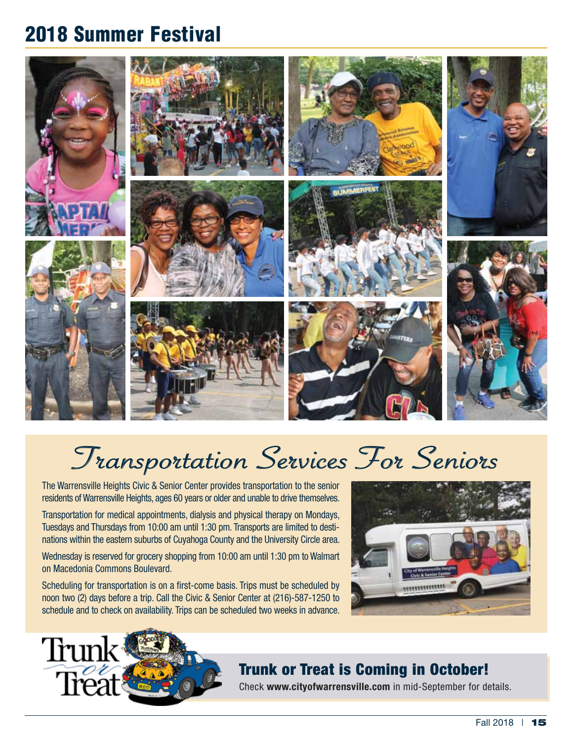# 2018 Summer Festival

## Transportation Services For Seniors

The Warrensville Heights Civic & Senior Center provides transportation to the senior residents of Warrensville Heights, ages 60 years or older and unable to drive themselves.

Transportation for medical appointments, dialysis and physical therapy on Mondays, Tuesdays and Thursdays from 10:00 am until 1:30 pm. Transports are limited to destinations within the eastern suburbs of Cuyahoga County and the University Circle area.

Wednesday is reserved for grocery shopping from 10:00 am until 1:30 pm to Walmart on Macedonia Commons Boulevard.

Scheduling for transportation is on a first-come basis. Trips must be scheduled by noon two (2) days before a trip. Call the Civic & Senior Center at (216)-587-1250 to schedule and to check on availability. Trips can be scheduled two weeks in advance.

## Trunk or Treat is Coming in October!

Check **www.cityofwarrensville.com** in mid-September for details.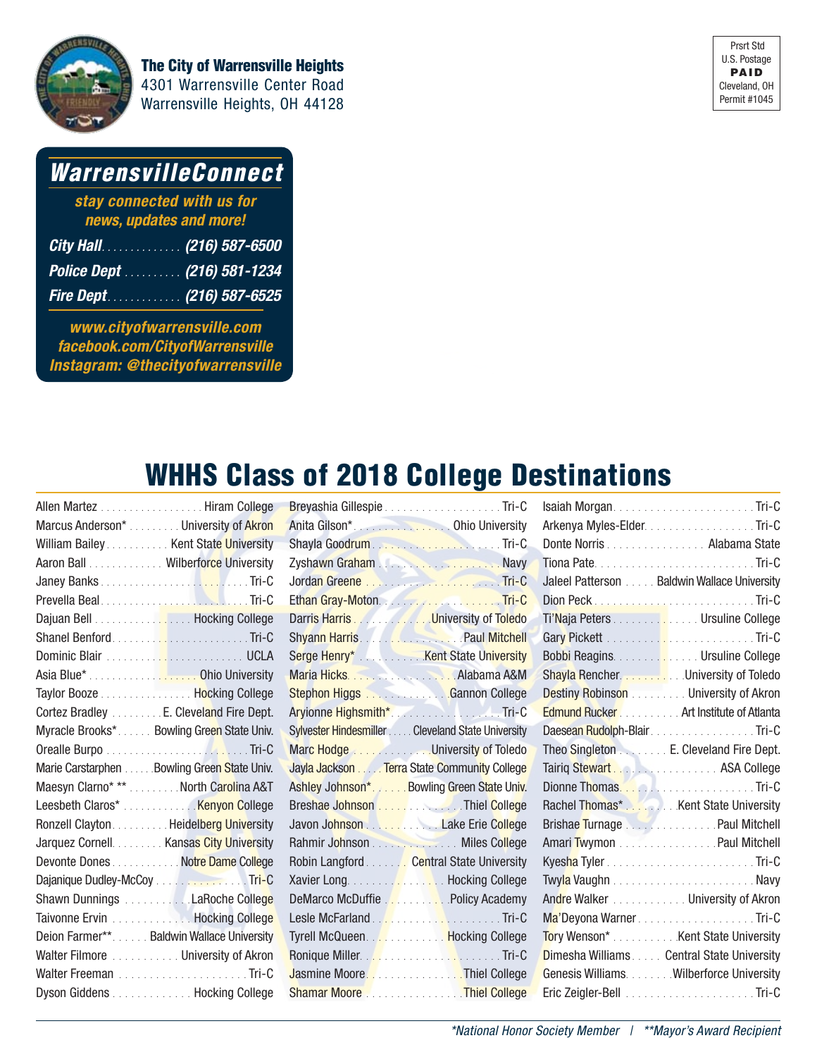**The City of Warrensville Heights**
4301 Warrensville Center Road
Warrensville Heights, OH 44128

Prsrt Std
U.S. Postage
**PAID**
Cleveland, OH
Permit #1045

## *WarrensvilleConnect*

***stay connected with us for news, updates and more!***

***City Hall*** ............. ***(216) 587-6500***
***Police Dept*** .......... ***(216) 581-1234***
***Fire Dept*** ............. ***(216) 587-6525***

***www.cityofwarrensville.com***
***facebook.com/CityofWarrensville***
***Instagram: @thecityofwarrensville***

# WHHS Class of 2018 College Destinations

Allen Martez .................. Hiram College
Marcus Anderson* ......... University of Akron
William Bailey ........... Kent State University
Aaron Ball ............. Wilberforce University
Janey Banks .......................... Tri-C
Prevella Beal .......................... Tri-C
Dajuan Bell ................. Hocking College
Shanel Benford ........................ Tri-C
Dominic Blair ........................ UCLA
Asia Blue* ................... Ohio University
Taylor Booze ................ Hocking College
Cortez Bradley ......... E. Cleveland Fire Dept.
Myracle Brooks* ...... Bowling Green State Univ.
Orealle Burpo .......................... Tri-C
Marie Carstarphen ...... Bowling Green State Univ.
Maesyn Clarno* ** ......... North Carolina A&T
Leesbeth Claros* ............. Kenyon College
Ronzell Clayton .......... Heidelberg University
Jarquez Cornell ......... Kansas City University
Devonte Dones ............ Notre Dame College
Dajanique Dudley-McCoy ................ Tri-C
Shawn Dunnings ........... LaRoche College
Taivonne Ervin ............. Hocking College
Deion Farmer** ...... Baldwin Wallace University
Walter Filmore ........... University of Akron
Walter Freeman ...................... Tri-C
Dyson Giddens ............. Hocking College
Breyashia Gillespie ................... Tri-C
Anita Gilson* ................ Ohio University
Shayla Goodrum ...................... Tri-C
Zyshawn Graham ..................... Navy
Jordan Greene ....................... Tri-C
Ethan Gray-Moton .................... Tri-C
Darris Harris .............. University of Toledo
Shyann Harris .................. Paul Mitchell
Serge Henry* ........... Kent State University
Maria Hicks ................... Alabama A&M
Stephon Higgs ............... Gannon College
Aryionne Highsmith* .................. Tri-C
Sylvester Hindesmiller ..... Cleveland State University
Marc Hodge .............. University of Toledo
Jayla Jackson ..... Terra State Community College
Ashley Johnson* ...... Bowling Green State Univ.
Breshae Johnson .............. Thiel College
Javon Johnson ............ Lake Erie College
Rahmir Johnson ................ Miles College
Robin Langford ....... Central State University
Xavier Long ................ Hocking College
DeMarco McDuffie ........... Policy Academy
Lesle McFarland ...................... Tri-C
Tyrell McQueen ............. Hocking College
Ronique Miller ........................ Tri-C
Jasmine Moore ................ Thiel College
Shamar Moore ................ Thiel College
Isaiah Morgan ........................ Tri-C
Arkenya Myles-Elder ................. Tri-C
Donte Norris ................ Alabama State
Tiona Pate ........................... Tri-C
Jaleel Patterson ..... Baldwin Wallace University
Dion Peck ........................... Tri-C
Ti'Naja Peters ............... Ursuline College
Gary Pickett ......................... Tri-C
Bobbi Reagins ............... Ursuline College
Shayla Rencher ........... University of Toledo
Destiny Robinson ......... University of Akron
Edmund Rucker .......... Art Institute of Atlanta
Daesean Rudolph-Blair ................. Tri-C
Theo Singleton ........ E. Cleveland Fire Dept.
Tairiq Stewart .................. ASA College
Dionne Thomas ....................... Tri-C
Rachel Thomas* ......... Kent State University
Brishae Turnage ............... Paul Mitchell
Amari Twymon ................ Paul Mitchell
Kyesha Tyler ......................... Tri-C
Twyla Vaughn ........................ Navy
Andre Walker ............ University of Akron
Ma'Deyona Warner .................... Tri-C
Tory Wenson* ........... Kent State University
Dimesha Williams ..... Central State University
Genesis Williams ........ Wilberforce University
Eric Zeigler-Bell ..................... Tri-C

*\*National Honor Society Member | \*\*Mayor's Award Recipient*